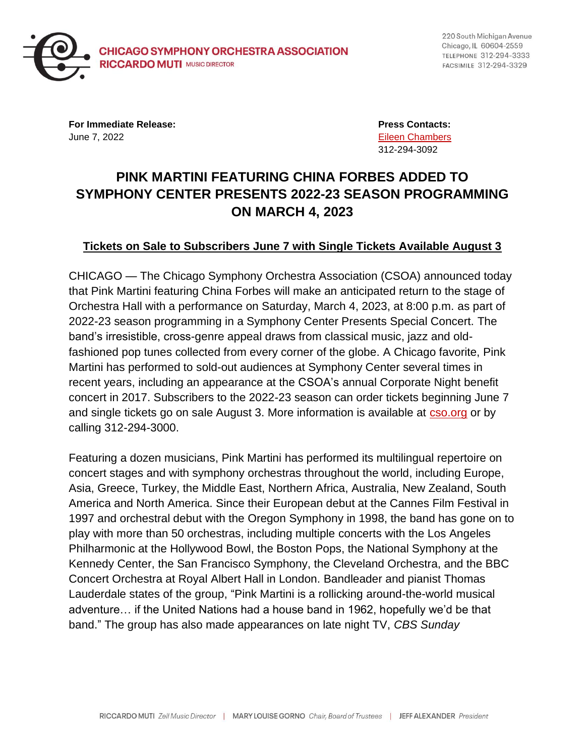**CHICAGO SYMPHONY ORCHESTRA ASSOCIATION**
**RICCARDO MUTI** MUSIC DIRECTOR

220 South Michigan Avenue
Chicago, IL 60604-2559
TELEPHONE 312-294-3333
FACSIMILE 312-294-3329

**For Immediate Release:**
June 7, 2022

**Press Contacts:**
Eileen Chambers
312-294-3092

# PINK MARTINI FEATURING CHINA FORBES ADDED TO SYMPHONY CENTER PRESENTS 2022-23 SEASON PROGRAMMING ON MARCH 4, 2023

**Tickets on Sale to Subscribers June 7 with Single Tickets Available August 3**

CHICAGO — The Chicago Symphony Orchestra Association (CSOA) announced today that Pink Martini featuring China Forbes will make an anticipated return to the stage of Orchestra Hall with a performance on Saturday, March 4, 2023, at 8:00 p.m. as part of 2022-23 season programming in a Symphony Center Presents Special Concert. The band's irresistible, cross-genre appeal draws from classical music, jazz and old-fashioned pop tunes collected from every corner of the globe. A Chicago favorite, Pink Martini has performed to sold-out audiences at Symphony Center several times in recent years, including an appearance at the CSOA's annual Corporate Night benefit concert in 2017. Subscribers to the 2022-23 season can order tickets beginning June 7 and single tickets go on sale August 3. More information is available at cso.org or by calling 312-294-3000.

Featuring a dozen musicians, Pink Martini has performed its multilingual repertoire on concert stages and with symphony orchestras throughout the world, including Europe, Asia, Greece, Turkey, the Middle East, Northern Africa, Australia, New Zealand, South America and North America. Since their European debut at the Cannes Film Festival in 1997 and orchestral debut with the Oregon Symphony in 1998, the band has gone on to play with more than 50 orchestras, including multiple concerts with the Los Angeles Philharmonic at the Hollywood Bowl, the Boston Pops, the National Symphony at the Kennedy Center, the San Francisco Symphony, the Cleveland Orchestra, and the BBC Concert Orchestra at Royal Albert Hall in London. Bandleader and pianist Thomas Lauderdale states of the group, "Pink Martini is a rollicking around-the-world musical adventure… if the United Nations had a house band in 1962, hopefully we'd be that band." The group has also made appearances on late night TV, *CBS Sunday*

RICCARDO MUTI *Zell Music Director* | MARY LOUISE GORNO *Chair, Board of Trustees* | JEFF ALEXANDER *President*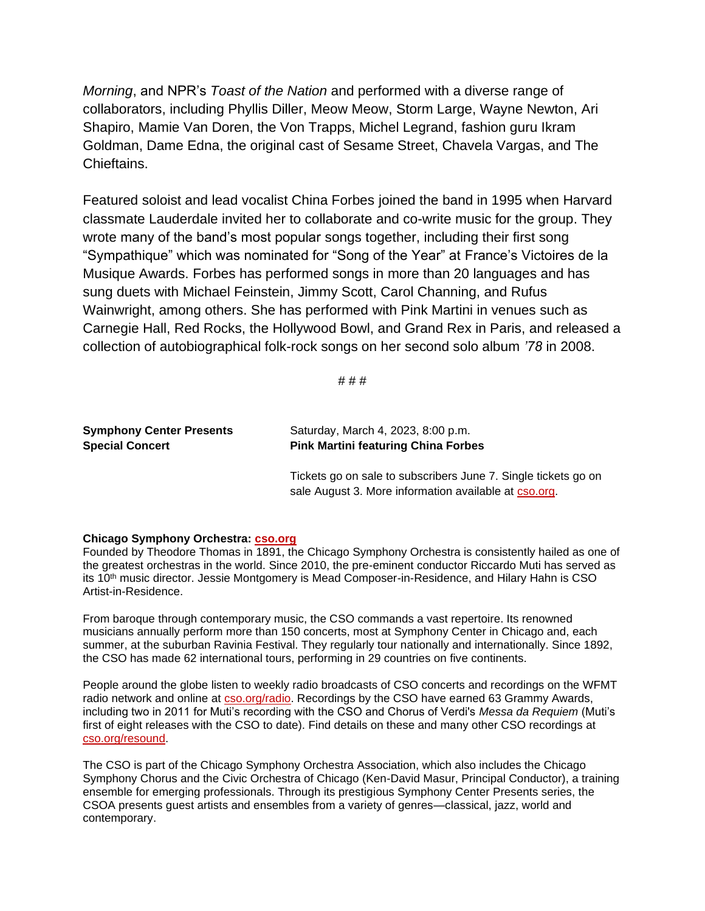*Morning*, and NPR's *Toast of the Nation* and performed with a diverse range of collaborators, including Phyllis Diller, Meow Meow, Storm Large, Wayne Newton, Ari Shapiro, Mamie Van Doren, the Von Trapps, Michel Legrand, fashion guru Ikram Goldman, Dame Edna, the original cast of Sesame Street, Chavela Vargas, and The Chieftains.

Featured soloist and lead vocalist China Forbes joined the band in 1995 when Harvard classmate Lauderdale invited her to collaborate and co-write music for the group. They wrote many of the band's most popular songs together, including their first song "Sympathique" which was nominated for "Song of the Year" at France's Victoires de la Musique Awards. Forbes has performed songs in more than 20 languages and has sung duets with Michael Feinstein, Jimmy Scott, Carol Channing, and Rufus Wainwright, among others. She has performed with Pink Martini in venues such as Carnegie Hall, Red Rocks, the Hollywood Bowl, and Grand Rex in Paris, and released a collection of autobiographical folk-rock songs on her second solo album *'78* in 2008.

# # #

**Symphony Center Presents**
**Special Concert**

Saturday, March 4, 2023, 8:00 p.m.
**Pink Martini featuring China Forbes**

Tickets go on sale to subscribers June 7. Single tickets go on sale August 3. More information available at cso.org.

**Chicago Symphony Orchestra: cso.org**

Founded by Theodore Thomas in 1891, the Chicago Symphony Orchestra is consistently hailed as one of the greatest orchestras in the world. Since 2010, the pre-eminent conductor Riccardo Muti has served as its 10th music director. Jessie Montgomery is Mead Composer-in-Residence, and Hilary Hahn is CSO Artist-in-Residence.

From baroque through contemporary music, the CSO commands a vast repertoire. Its renowned musicians annually perform more than 150 concerts, most at Symphony Center in Chicago and, each summer, at the suburban Ravinia Festival. They regularly tour nationally and internationally. Since 1892, the CSO has made 62 international tours, performing in 29 countries on five continents.

People around the globe listen to weekly radio broadcasts of CSO concerts and recordings on the WFMT radio network and online at cso.org/radio. Recordings by the CSO have earned 63 Grammy Awards, including two in 2011 for Muti's recording with the CSO and Chorus of Verdi's *Messa da Requiem* (Muti's first of eight releases with the CSO to date). Find details on these and many other CSO recordings at cso.org/resound.

The CSO is part of the Chicago Symphony Orchestra Association, which also includes the Chicago Symphony Chorus and the Civic Orchestra of Chicago (Ken-David Masur, Principal Conductor), a training ensemble for emerging professionals. Through its prestigious Symphony Center Presents series, the CSOA presents guest artists and ensembles from a variety of genres—classical, jazz, world and contemporary.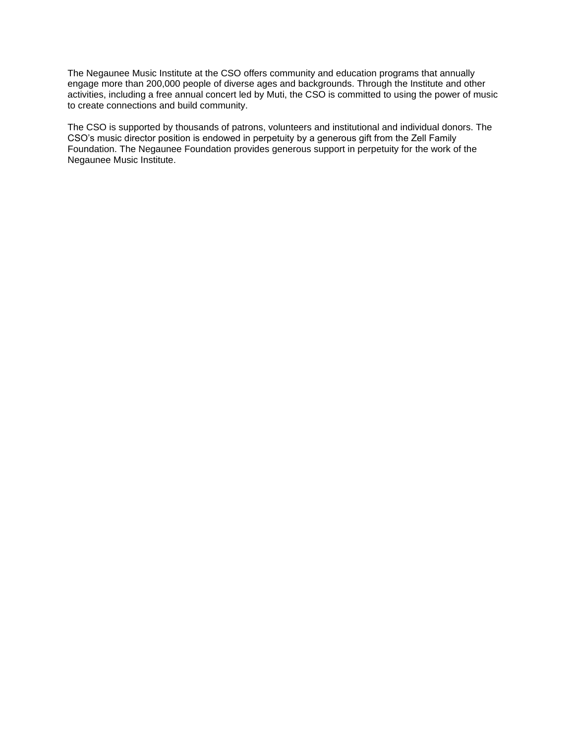The Negaunee Music Institute at the CSO offers community and education programs that annually engage more than 200,000 people of diverse ages and backgrounds. Through the Institute and other activities, including a free annual concert led by Muti, the CSO is committed to using the power of music to create connections and build community.

The CSO is supported by thousands of patrons, volunteers and institutional and individual donors. The CSO's music director position is endowed in perpetuity by a generous gift from the Zell Family Foundation. The Negaunee Foundation provides generous support in perpetuity for the work of the Negaunee Music Institute.